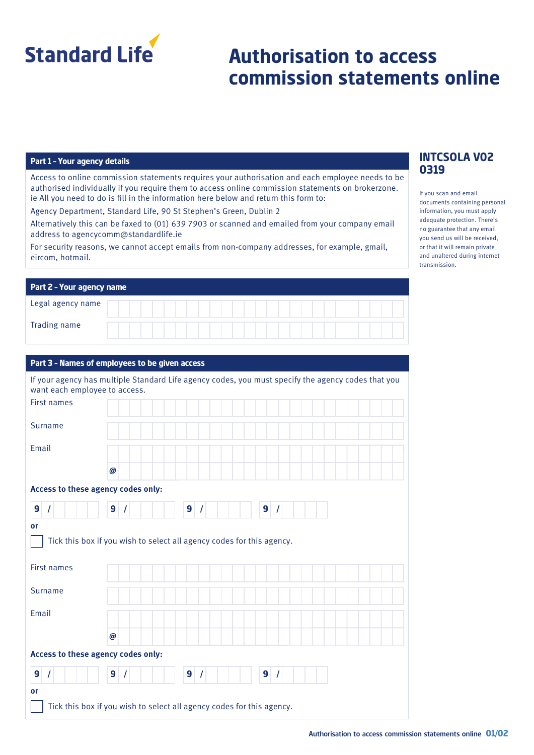Standard Life

# Authorisation to access commission statements online

**INTCSOLA V02 0319**

If you scan and email documents containing personal information, you must apply adequate protection. There's no guarantee that any email you send us will be received, or that it will remain private and unaltered during internet transmission.

## Part 1 - Your agency details

Access to online commission statements requires your authorisation and each employee needs to be authorised individually if you require them to access online commission statements on brokerzone. ie All you need to do is fill in the information here below and return this form to:

Agency Department, Standard Life, 90 St Stephen's Green, Dublin 2

Alternatively this can be faxed to (01) 639 7903 or scanned and emailed from your company email address to agencycomm@standardlife.ie

For security reasons, we cannot accept emails from non-company addresses, for example, gmail, eircom, hotmail.

## Part 2 - Your agency name

Legal agency name

Trading name

## Part 3 - Names of employees to be given access

If your agency has multiple Standard Life agency codes, you must specify the agency codes that you want each employee to access.

First names

Surname

Email

@

**Access to these agency codes only:**

9 / &nbsp;&nbsp; 9 / &nbsp;&nbsp; 9 / &nbsp;&nbsp; 9 /

**or**

☐ Tick this box if you wish to select all agency codes for this agency.

First names

Surname

Email

@

**Access to these agency codes only:**

9 / &nbsp;&nbsp; 9 / &nbsp;&nbsp; 9 / &nbsp;&nbsp; 9 /

**or**

☐ Tick this box if you wish to select all agency codes for this agency.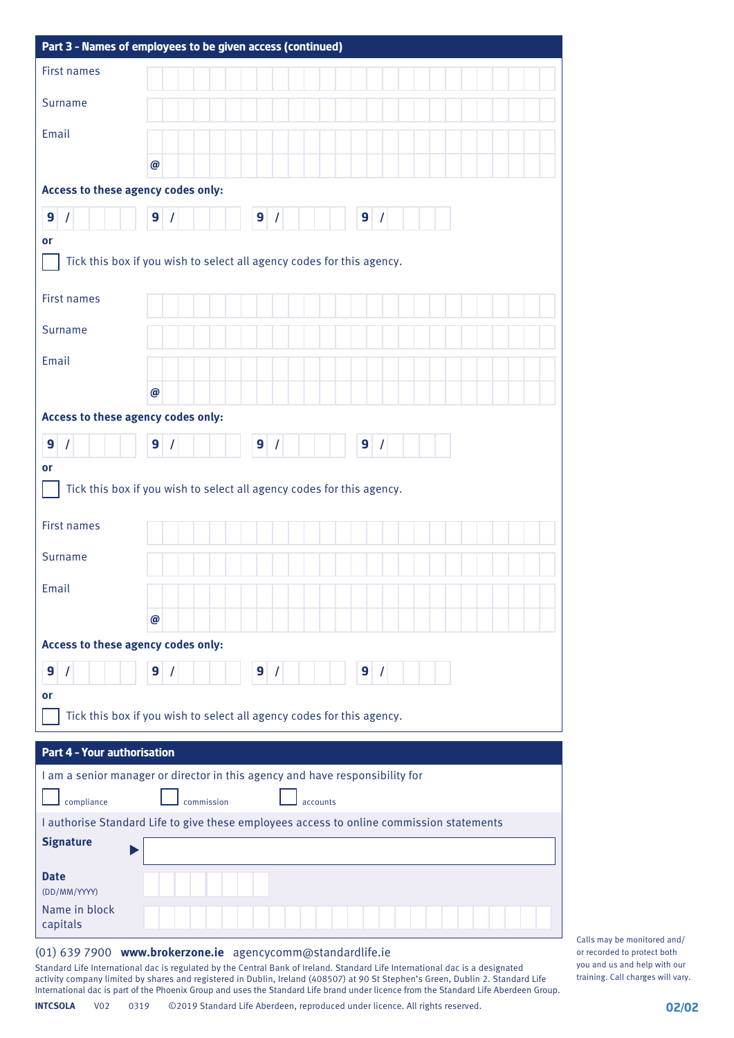## Part 3 - Names of employees to be given access (continued)

First names

Surname

Email

@

**Access to these agency codes only:**

9 / &nbsp;&nbsp; 9 / &nbsp;&nbsp; 9 / &nbsp;&nbsp; 9 /

**or**

☐ Tick this box if you wish to select all agency codes for this agency.

First names

Surname

Email

@

**Access to these agency codes only:**

9 / &nbsp;&nbsp; 9 / &nbsp;&nbsp; 9 / &nbsp;&nbsp; 9 /

**or**

☐ Tick this box if you wish to select all agency codes for this agency.

First names

Surname

Email

@

**Access to these agency codes only:**

9 / &nbsp;&nbsp; 9 / &nbsp;&nbsp; 9 / &nbsp;&nbsp; 9 /

**or**

☐ Tick this box if you wish to select all agency codes for this agency.

## Part 4 - Your authorisation

I am a senior manager or director in this agency and have responsibility for

☐ compliance &nbsp;&nbsp; ☐ commission &nbsp;&nbsp; ☐ accounts

I authorise Standard Life to give these employees access to online commission statements

**Signature** ▶

**Date**
(DD/MM/YYYY)

Name in block capitals

(01) 639 7900 **www.brokerzone.ie** agencycomm@standardlife.ie

Standard Life International dac is regulated by the Central Bank of Ireland. Standard Life International dac is a designated activity company limited by shares and registered in Dublin, Ireland (408507) at 90 St Stephen's Green, Dublin 2. Standard Life International dac is part of the Phoenix Group and uses the Standard Life brand under licence from the Standard Life Aberdeen Group.

**INTCSOLA** V02 0319 ©2019 Standard Life Aberdeen, reproduced under licence. All rights reserved.

Calls may be monitored and/or recorded to protect both you and us and help with our training. Call charges will vary.